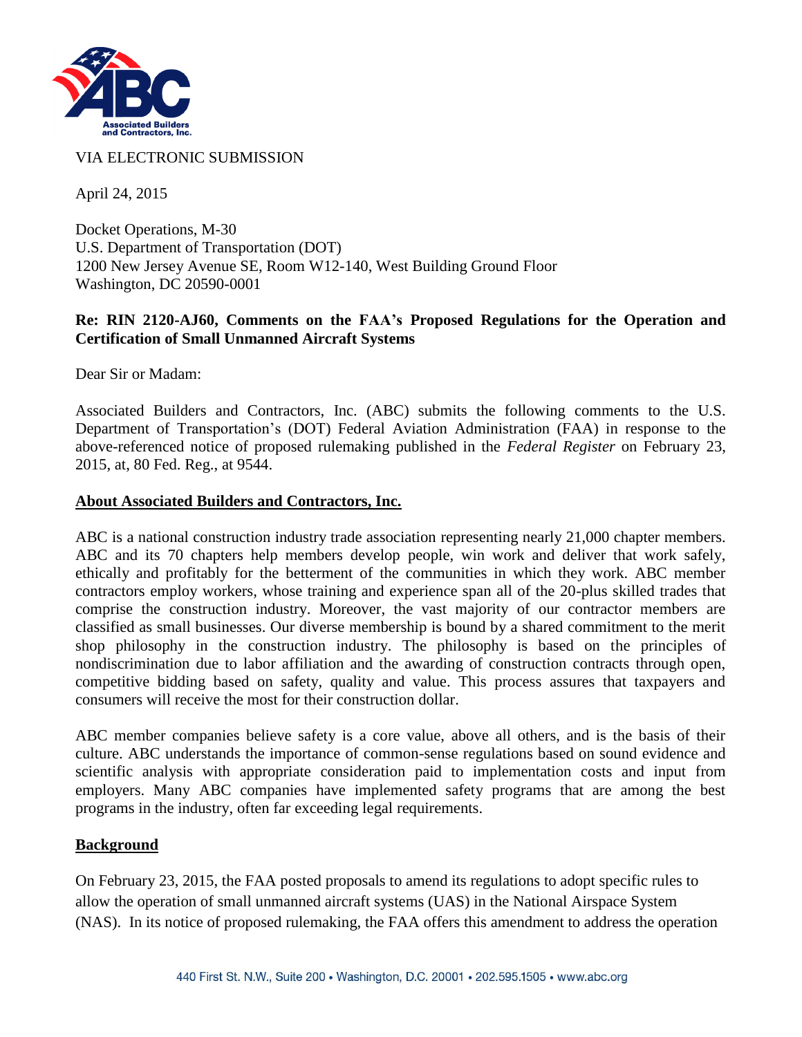VIA ELECTRONIC SUBMISSION

April 24, 2015

Docket Operations, M-30
U.S. Department of Transportation (DOT)
1200 New Jersey Avenue SE, Room W12-140, West Building Ground Floor
Washington, DC 20590-0001

**Re: RIN 2120-AJ60, Comments on the FAA's Proposed Regulations for the Operation and Certification of Small Unmanned Aircraft Systems**

Dear Sir or Madam:

Associated Builders and Contractors, Inc. (ABC) submits the following comments to the U.S. Department of Transportation's (DOT) Federal Aviation Administration (FAA) in response to the above-referenced notice of proposed rulemaking published in the *Federal Register* on February 23, 2015, at, 80 Fed. Reg., at 9544.

## About Associated Builders and Contractors, Inc.

ABC is a national construction industry trade association representing nearly 21,000 chapter members. ABC and its 70 chapters help members develop people, win work and deliver that work safely, ethically and profitably for the betterment of the communities in which they work. ABC member contractors employ workers, whose training and experience span all of the 20-plus skilled trades that comprise the construction industry. Moreover, the vast majority of our contractor members are classified as small businesses. Our diverse membership is bound by a shared commitment to the merit shop philosophy in the construction industry. The philosophy is based on the principles of nondiscrimination due to labor affiliation and the awarding of construction contracts through open, competitive bidding based on safety, quality and value. This process assures that taxpayers and consumers will receive the most for their construction dollar.

ABC member companies believe safety is a core value, above all others, and is the basis of their culture. ABC understands the importance of common-sense regulations based on sound evidence and scientific analysis with appropriate consideration paid to implementation costs and input from employers. Many ABC companies have implemented safety programs that are among the best programs in the industry, often far exceeding legal requirements.

## Background

On February 23, 2015, the FAA posted proposals to amend its regulations to adopt specific rules to allow the operation of small unmanned aircraft systems (UAS) in the National Airspace System (NAS). In its notice of proposed rulemaking, the FAA offers this amendment to address the operation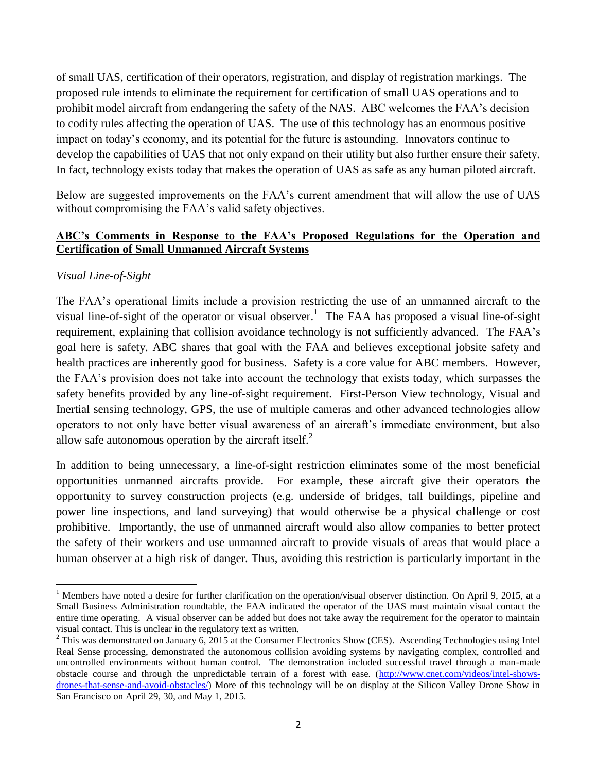of small UAS, certification of their operators, registration, and display of registration markings. The proposed rule intends to eliminate the requirement for certification of small UAS operations and to prohibit model aircraft from endangering the safety of the NAS. ABC welcomes the FAA's decision to codify rules affecting the operation of UAS. The use of this technology has an enormous positive impact on today's economy, and its potential for the future is astounding. Innovators continue to develop the capabilities of UAS that not only expand on their utility but also further ensure their safety. In fact, technology exists today that makes the operation of UAS as safe as any human piloted aircraft.

Below are suggested improvements on the FAA's current amendment that will allow the use of UAS without compromising the FAA's valid safety objectives.

**ABC's Comments in Response to the FAA's Proposed Regulations for the Operation and Certification of Small Unmanned Aircraft Systems**

*Visual Line-of-Sight*

The FAA's operational limits include a provision restricting the use of an unmanned aircraft to the visual line-of-sight of the operator or visual observer.[1] The FAA has proposed a visual line-of-sight requirement, explaining that collision avoidance technology is not sufficiently advanced. The FAA's goal here is safety. ABC shares that goal with the FAA and believes exceptional jobsite safety and health practices are inherently good for business. Safety is a core value for ABC members. However, the FAA's provision does not take into account the technology that exists today, which surpasses the safety benefits provided by any line-of-sight requirement. First-Person View technology, Visual and Inertial sensing technology, GPS, the use of multiple cameras and other advanced technologies allow operators to not only have better visual awareness of an aircraft's immediate environment, but also allow safe autonomous operation by the aircraft itself.[2]

In addition to being unnecessary, a line-of-sight restriction eliminates some of the most beneficial opportunities unmanned aircrafts provide. For example, these aircraft give their operators the opportunity to survey construction projects (e.g. underside of bridges, tall buildings, pipeline and power line inspections, and land surveying) that would otherwise be a physical challenge or cost prohibitive. Importantly, the use of unmanned aircraft would also allow companies to better protect the safety of their workers and use unmanned aircraft to provide visuals of areas that would place a human observer at a high risk of danger. Thus, avoiding this restriction is particularly important in the

---

[1] Members have noted a desire for further clarification on the operation/visual observer distinction. On April 9, 2015, at a Small Business Administration roundtable, the FAA indicated the operator of the UAS must maintain visual contact the entire time operating. A visual observer can be added but does not take away the requirement for the operator to maintain visual contact. This is unclear in the regulatory text as written.

[2] This was demonstrated on January 6, 2015 at the Consumer Electronics Show (CES). Ascending Technologies using Intel Real Sense processing, demonstrated the autonomous collision avoiding systems by navigating complex, controlled and uncontrolled environments without human control. The demonstration included successful travel through a man-made obstacle course and through the unpredictable terrain of a forest with ease. (http://www.cnet.com/videos/intel-shows-drones-that-sense-and-avoid-obstacles/) More of this technology will be on display at the Silicon Valley Drone Show in San Francisco on April 29, 30, and May 1, 2015.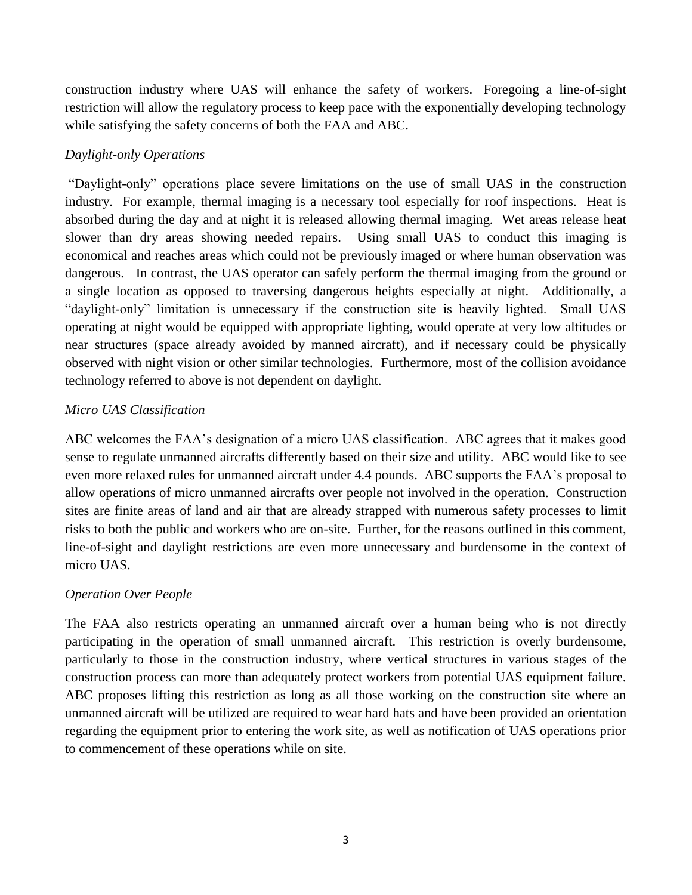construction industry where UAS will enhance the safety of workers. Foregoing a line-of-sight restriction will allow the regulatory process to keep pace with the exponentially developing technology while satisfying the safety concerns of both the FAA and ABC.

*Daylight-only Operations*

"Daylight-only" operations place severe limitations on the use of small UAS in the construction industry. For example, thermal imaging is a necessary tool especially for roof inspections. Heat is absorbed during the day and at night it is released allowing thermal imaging. Wet areas release heat slower than dry areas showing needed repairs. Using small UAS to conduct this imaging is economical and reaches areas which could not be previously imaged or where human observation was dangerous. In contrast, the UAS operator can safely perform the thermal imaging from the ground or a single location as opposed to traversing dangerous heights especially at night. Additionally, a "daylight-only" limitation is unnecessary if the construction site is heavily lighted. Small UAS operating at night would be equipped with appropriate lighting, would operate at very low altitudes or near structures (space already avoided by manned aircraft), and if necessary could be physically observed with night vision or other similar technologies. Furthermore, most of the collision avoidance technology referred to above is not dependent on daylight.

*Micro UAS Classification*

ABC welcomes the FAA's designation of a micro UAS classification. ABC agrees that it makes good sense to regulate unmanned aircrafts differently based on their size and utility. ABC would like to see even more relaxed rules for unmanned aircraft under 4.4 pounds. ABC supports the FAA's proposal to allow operations of micro unmanned aircrafts over people not involved in the operation. Construction sites are finite areas of land and air that are already strapped with numerous safety processes to limit risks to both the public and workers who are on-site. Further, for the reasons outlined in this comment, line-of-sight and daylight restrictions are even more unnecessary and burdensome in the context of micro UAS.

*Operation Over People*

The FAA also restricts operating an unmanned aircraft over a human being who is not directly participating in the operation of small unmanned aircraft. This restriction is overly burdensome, particularly to those in the construction industry, where vertical structures in various stages of the construction process can more than adequately protect workers from potential UAS equipment failure. ABC proposes lifting this restriction as long as all those working on the construction site where an unmanned aircraft will be utilized are required to wear hard hats and have been provided an orientation regarding the equipment prior to entering the work site, as well as notification of UAS operations prior to commencement of these operations while on site.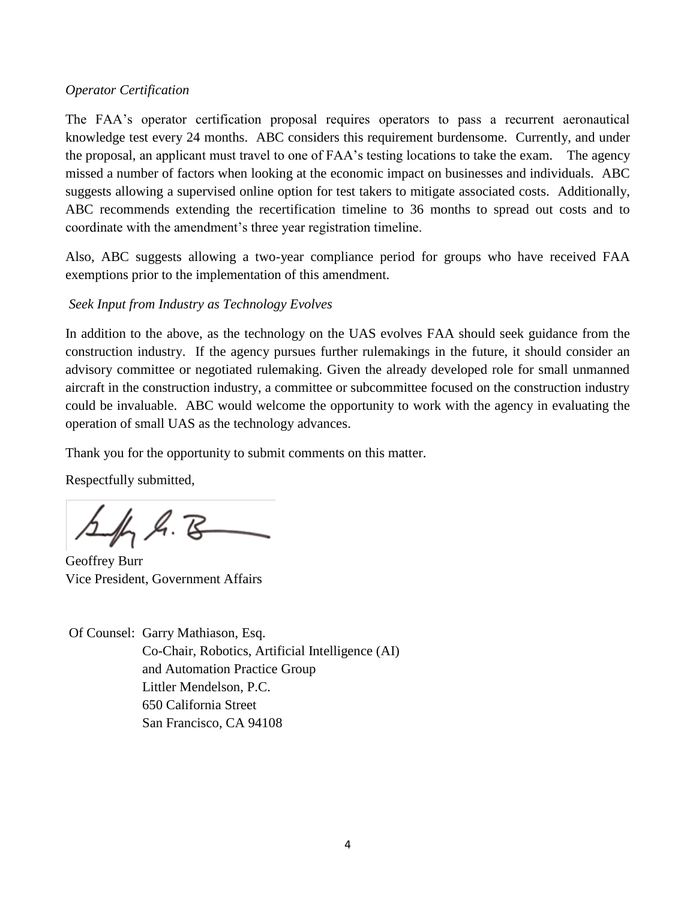*Operator Certification*

The FAA's operator certification proposal requires operators to pass a recurrent aeronautical knowledge test every 24 months. ABC considers this requirement burdensome. Currently, and under the proposal, an applicant must travel to one of FAA's testing locations to take the exam. The agency missed a number of factors when looking at the economic impact on businesses and individuals. ABC suggests allowing a supervised online option for test takers to mitigate associated costs. Additionally, ABC recommends extending the recertification timeline to 36 months to spread out costs and to coordinate with the amendment's three year registration timeline.

Also, ABC suggests allowing a two-year compliance period for groups who have received FAA exemptions prior to the implementation of this amendment.

*Seek Input from Industry as Technology Evolves*

In addition to the above, as the technology on the UAS evolves FAA should seek guidance from the construction industry. If the agency pursues further rulemakings in the future, it should consider an advisory committee or negotiated rulemaking. Given the already developed role for small unmanned aircraft in the construction industry, a committee or subcommittee focused on the construction industry could be invaluable. ABC would welcome the opportunity to work with the agency in evaluating the operation of small UAS as the technology advances.

Thank you for the opportunity to submit comments on this matter.

Respectfully submitted,

Geoffrey Burr
Vice President, Government Affairs

Of Counsel: Garry Mathiason, Esq.
Co-Chair, Robotics, Artificial Intelligence (AI) and Automation Practice Group
Littler Mendelson, P.C.
650 California Street
San Francisco, CA 94108